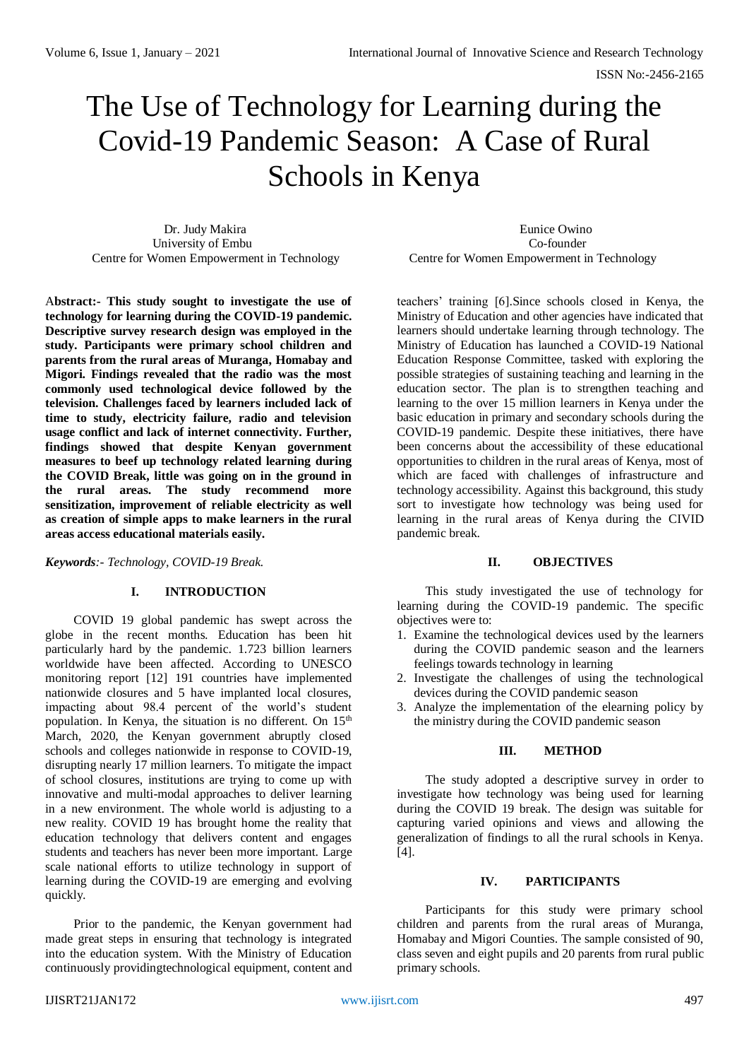# The Use of Technology for Learning during the Covid-19 Pandemic Season: A Case of Rural Schools in Kenya

Dr. Judy Makira
University of Embu
Centre for Women Empowerment in Technology

Eunice Owino
Co-founder
Centre for Women Empowerment in Technology

**Abstract:- This study sought to investigate the use of technology for learning during the COVID-19 pandemic. Descriptive survey research design was employed in the study. Participants were primary school children and parents from the rural areas of Muranga, Homabay and Migori. Findings revealed that the radio was the most commonly used technological device followed by the television. Challenges faced by learners included lack of time to study, electricity failure, radio and television usage conflict and lack of internet connectivity. Further, findings showed that despite Kenyan government measures to beef up technology related learning during the COVID Break, little was going on in the ground in the rural areas. The study recommend more sensitization, improvement of reliable electricity as well as creation of simple apps to make learners in the rural areas access educational materials easily.**

***Keywords**:- Technology, COVID-19 Break.*

## I. INTRODUCTION

COVID 19 global pandemic has swept across the globe in the recent months. Education has been hit particularly hard by the pandemic. 1.723 billion learners worldwide have been affected. According to UNESCO monitoring report [12] 191 countries have implemented nationwide closures and 5 have implanted local closures, impacting about 98.4 percent of the world's student population. In Kenya, the situation is no different. On 15th March, 2020, the Kenyan government abruptly closed schools and colleges nationwide in response to COVID-19, disrupting nearly 17 million learners. To mitigate the impact of school closures, institutions are trying to come up with innovative and multi-modal approaches to deliver learning in a new environment. The whole world is adjusting to a new reality. COVID 19 has brought home the reality that education technology that delivers content and engages students and teachers has never been more important. Large scale national efforts to utilize technology in support of learning during the COVID-19 are emerging and evolving quickly.

Prior to the pandemic, the Kenyan government had made great steps in ensuring that technology is integrated into the education system. With the Ministry of Education continuously providingtechnological equipment, content and teachers' training [6].Since schools closed in Kenya, the Ministry of Education and other agencies have indicated that learners should undertake learning through technology. The Ministry of Education has launched a COVID-19 National Education Response Committee, tasked with exploring the possible strategies of sustaining teaching and learning in the education sector. The plan is to strengthen teaching and learning to the over 15 million learners in Kenya under the basic education in primary and secondary schools during the COVID-19 pandemic. Despite these initiatives, there have been concerns about the accessibility of these educational opportunities to children in the rural areas of Kenya, most of which are faced with challenges of infrastructure and technology accessibility. Against this background, this study sort to investigate how technology was being used for learning in the rural areas of Kenya during the CIVID pandemic break.

## II. OBJECTIVES

This study investigated the use of technology for learning during the COVID-19 pandemic. The specific objectives were to:

1. Examine the technological devices used by the learners during the COVID pandemic season and the learners feelings towards technology in learning
2. Investigate the challenges of using the technological devices during the COVID pandemic season
3. Analyze the implementation of the elearning policy by the ministry during the COVID pandemic season

## III. METHOD

The study adopted a descriptive survey in order to investigate how technology was being used for learning during the COVID 19 break. The design was suitable for capturing varied opinions and views and allowing the generalization of findings to all the rural schools in Kenya. [4].

## IV. PARTICIPANTS

Participants for this study were primary school children and parents from the rural areas of Muranga, Homabay and Migori Counties. The sample consisted of 90, class seven and eight pupils and 20 parents from rural public primary schools.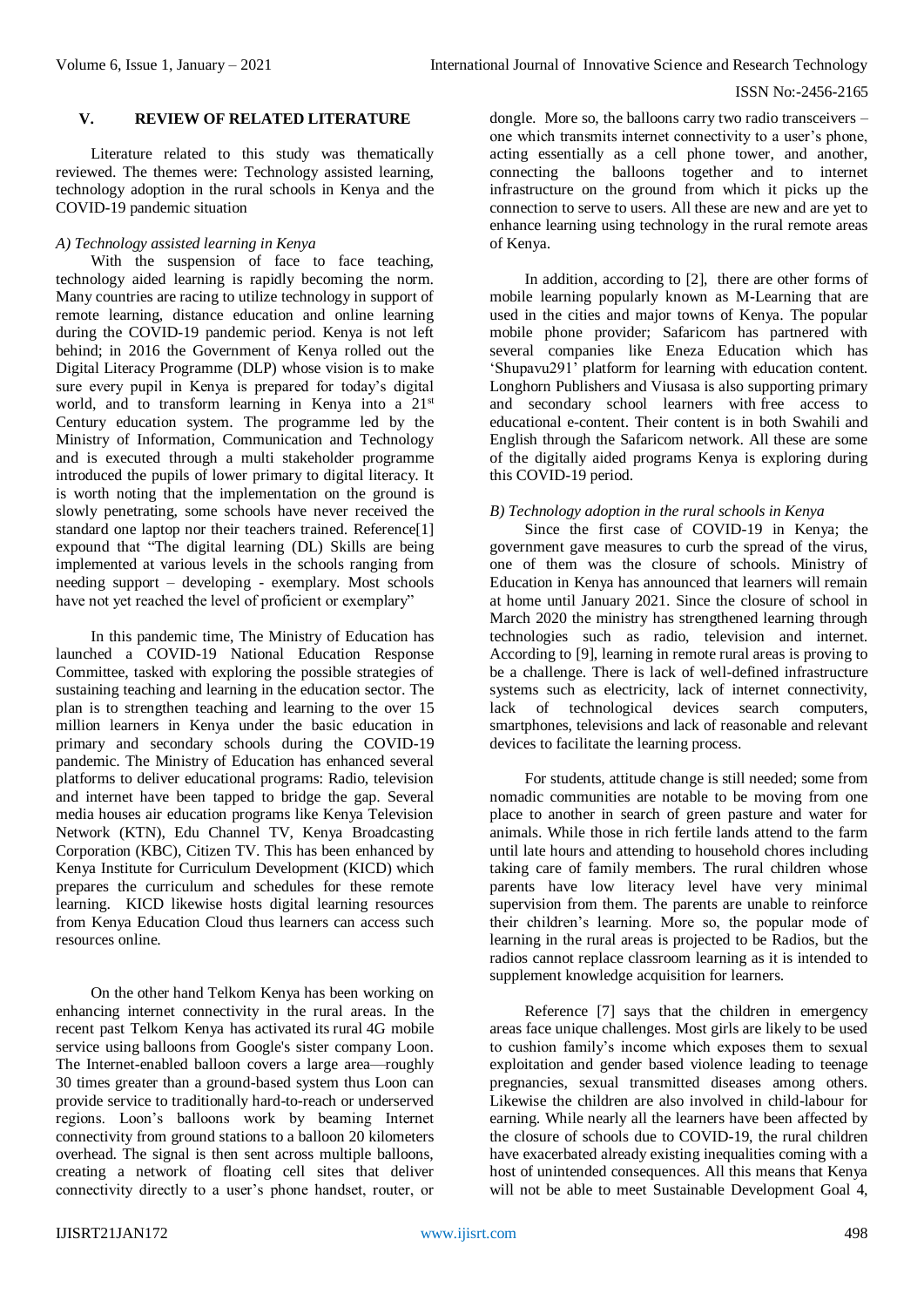## V. REVIEW OF RELATED LITERATURE

Literature related to this study was thematically reviewed. The themes were: Technology assisted learning, technology adoption in the rural schools in Kenya and the COVID-19 pandemic situation

### *A) Technology assisted learning in Kenya*

With the suspension of face to face teaching, technology aided learning is rapidly becoming the norm. Many countries are racing to utilize technology in support of remote learning, distance education and online learning during the COVID-19 pandemic period. Kenya is not left behind; in 2016 the Government of Kenya rolled out the Digital Literacy Programme (DLP) whose vision is to make sure every pupil in Kenya is prepared for today's digital world, and to transform learning in Kenya into a 21st Century education system. The programme led by the Ministry of Information, Communication and Technology and is executed through a multi stakeholder programme introduced the pupils of lower primary to digital literacy. It is worth noting that the implementation on the ground is slowly penetrating, some schools have never received the standard one laptop nor their teachers trained. Reference[1] expound that "The digital learning (DL) Skills are being implemented at various levels in the schools ranging from needing support – developing - exemplary. Most schools have not yet reached the level of proficient or exemplary"

In this pandemic time, The Ministry of Education has launched a COVID-19 National Education Response Committee, tasked with exploring the possible strategies of sustaining teaching and learning in the education sector. The plan is to strengthen teaching and learning to the over 15 million learners in Kenya under the basic education in primary and secondary schools during the COVID-19 pandemic. The Ministry of Education has enhanced several platforms to deliver educational programs: Radio, television and internet have been tapped to bridge the gap. Several media houses air education programs like Kenya Television Network (KTN), Edu Channel TV, Kenya Broadcasting Corporation (KBC), Citizen TV. This has been enhanced by Kenya Institute for Curriculum Development (KICD) which prepares the curriculum and schedules for these remote learning. KICD likewise hosts digital learning resources from Kenya Education Cloud thus learners can access such resources online.

On the other hand Telkom Kenya has been working on enhancing internet connectivity in the rural areas. In the recent past Telkom Kenya has activated its rural 4G mobile service using balloons from Google's sister company Loon. The Internet-enabled balloon covers a large area—roughly 30 times greater than a ground-based system thus Loon can provide service to traditionally hard-to-reach or underserved regions. Loon's balloons work by beaming Internet connectivity from ground stations to a balloon 20 kilometers overhead. The signal is then sent across multiple balloons, creating a network of floating cell sites that deliver connectivity directly to a user's phone handset, router, or dongle. More so, the balloons carry two radio transceivers – one which transmits internet connectivity to a user's phone, acting essentially as a cell phone tower, and another, connecting the balloons together and to internet infrastructure on the ground from which it picks up the connection to serve to users. All these are new and are yet to enhance learning using technology in the rural remote areas of Kenya.

In addition, according to [2], there are other forms of mobile learning popularly known as M-Learning that are used in the cities and major towns of Kenya. The popular mobile phone provider; Safaricom has partnered with several companies like Eneza Education which has 'Shupavu291' platform for learning with education content. Longhorn Publishers and Viusasa is also supporting primary and secondary school learners with free access to educational e-content. Their content is in both Swahili and English through the Safaricom network. All these are some of the digitally aided programs Kenya is exploring during this COVID-19 period.

### *B) Technology adoption in the rural schools in Kenya*

Since the first case of COVID-19 in Kenya; the government gave measures to curb the spread of the virus, one of them was the closure of schools. Ministry of Education in Kenya has announced that learners will remain at home until January 2021. Since the closure of school in March 2020 the ministry has strengthened learning through technologies such as radio, television and internet. According to [9], learning in remote rural areas is proving to be a challenge. There is lack of well-defined infrastructure systems such as electricity, lack of internet connectivity, lack of technological devices search computers, smartphones, televisions and lack of reasonable and relevant devices to facilitate the learning process.

For students, attitude change is still needed; some from nomadic communities are notable to be moving from one place to another in search of green pasture and water for animals. While those in rich fertile lands attend to the farm until late hours and attending to household chores including taking care of family members. The rural children whose parents have low literacy level have very minimal supervision from them. The parents are unable to reinforce their children's learning. More so, the popular mode of learning in the rural areas is projected to be Radios, but the radios cannot replace classroom learning as it is intended to supplement knowledge acquisition for learners.

Reference [7] says that the children in emergency areas face unique challenges. Most girls are likely to be used to cushion family's income which exposes them to sexual exploitation and gender based violence leading to teenage pregnancies, sexual transmitted diseases among others. Likewise the children are also involved in child-labour for earning. While nearly all the learners have been affected by the closure of schools due to COVID-19, the rural children have exacerbated already existing inequalities coming with a host of unintended consequences. All this means that Kenya will not be able to meet Sustainable Development Goal 4,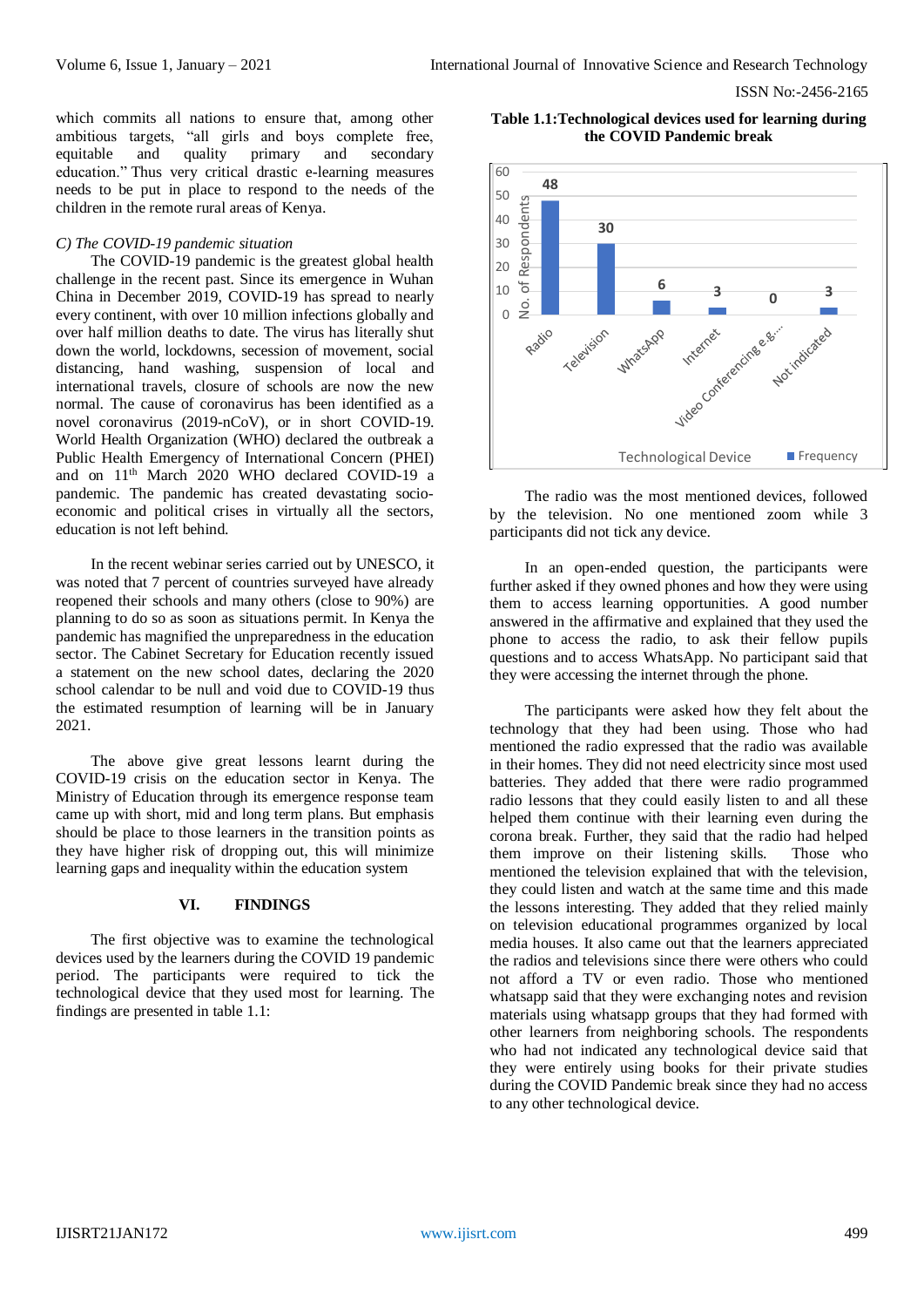which commits all nations to ensure that, among other ambitious targets, "all girls and boys complete free, equitable and quality primary and secondary education." Thus very critical drastic e-learning measures needs to be put in place to respond to the needs of the children in the remote rural areas of Kenya.

### *C) The COVID-19 pandemic situation*

The COVID-19 pandemic is the greatest global health challenge in the recent past. Since its emergence in Wuhan China in December 2019, COVID-19 has spread to nearly every continent, with over 10 million infections globally and over half million deaths to date. The virus has literally shut down the world, lockdowns, secession of movement, social distancing, hand washing, suspension of local and international travels, closure of schools are now the new normal. The cause of coronavirus has been identified as a novel coronavirus (2019-nCoV), or in short COVID-19. World Health Organization (WHO) declared the outbreak a Public Health Emergency of International Concern (PHEI) and on 11th March 2020 WHO declared COVID-19 a pandemic. The pandemic has created devastating socio-economic and political crises in virtually all the sectors, education is not left behind.

In the recent webinar series carried out by UNESCO, it was noted that 7 percent of countries surveyed have already reopened their schools and many others (close to 90%) are planning to do so as soon as situations permit. In Kenya the pandemic has magnified the unpreparedness in the education sector. The Cabinet Secretary for Education recently issued a statement on the new school dates, declaring the 2020 school calendar to be null and void due to COVID-19 thus the estimated resumption of learning will be in January 2021.

The above give great lessons learnt during the COVID-19 crisis on the education sector in Kenya. The Ministry of Education through its emergence response team came up with short, mid and long term plans. But emphasis should be place to those learners in the transition points as they have higher risk of dropping out, this will minimize learning gaps and inequality within the education system

## VI. FINDINGS

The first objective was to examine the technological devices used by the learners during the COVID 19 pandemic period. The participants were required to tick the technological device that they used most for learning. The findings are presented in table 1.1:

**Table 1.1:Technological devices used for learning during the COVID Pandemic break**

| Technological Device | Frequency (No. of Respondents) |
|---|---|
| Radio | 48 |
| Television | 30 |
| WhatsApp | 6 |
| Internet | 3 |
| Video Conferencing e.g... | 0 |
| Not indicated | 3 |

The radio was the most mentioned devices, followed by the television. No one mentioned zoom while 3 participants did not tick any device.

In an open-ended question, the participants were further asked if they owned phones and how they were using them to access learning opportunities. A good number answered in the affirmative and explained that they used the phone to access the radio, to ask their fellow pupils questions and to access WhatsApp. No participant said that they were accessing the internet through the phone.

The participants were asked how they felt about the technology that they had been using. Those who had mentioned the radio expressed that the radio was available in their homes. They did not need electricity since most used batteries. They added that there were radio programmed radio lessons that they could easily listen to and all these helped them continue with their learning even during the corona break. Further, they said that the radio had helped them improve on their listening skills. Those who mentioned the television explained that with the television, they could listen and watch at the same time and this made the lessons interesting. They added that they relied mainly on television educational programmes organized by local media houses. It also came out that the learners appreciated the radios and televisions since there were others who could not afford a TV or even radio. Those who mentioned whatsapp said that they were exchanging notes and revision materials using whatsapp groups that they had formed with other learners from neighboring schools. The respondents who had not indicated any technological device said that they were entirely using books for their private studies during the COVID Pandemic break since they had no access to any other technological device.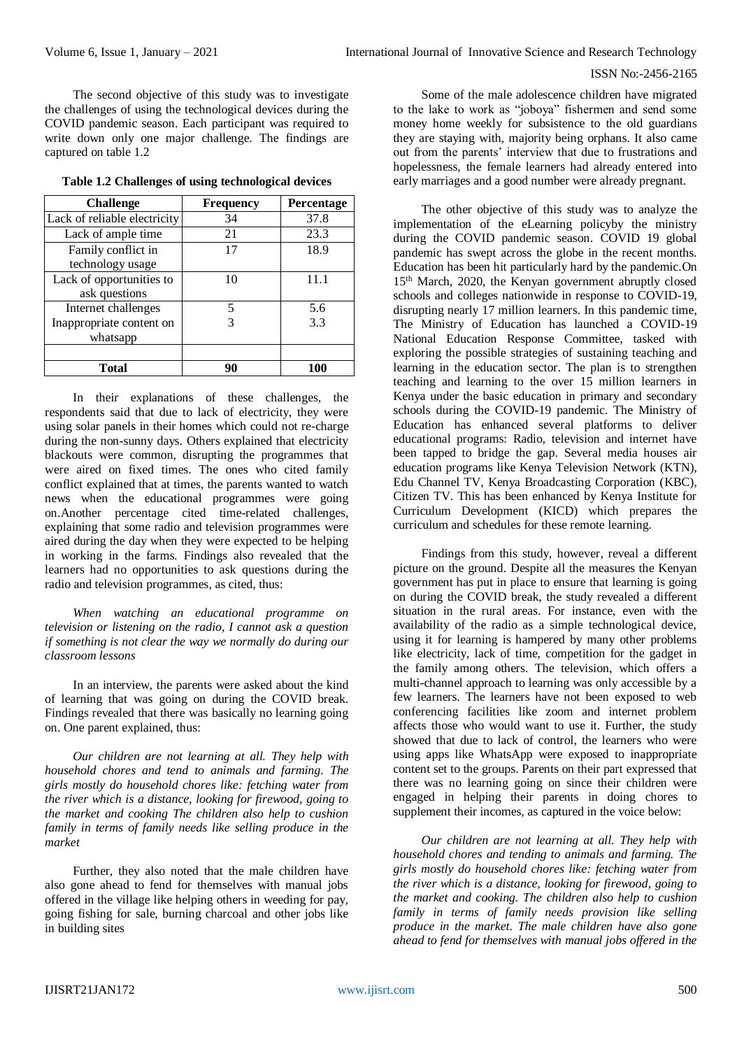The second objective of this study was to investigate the challenges of using the technological devices during the COVID pandemic season. Each participant was required to write down only one major challenge. The findings are captured on table 1.2

**Table 1.2 Challenges of using technological devices**

| Challenge | Frequency | Percentage |
|---|---|---|
| Lack of reliable electricity | 34 | 37.8 |
| Lack of ample time | 21 | 23.3 |
| Family conflict in technology usage | 17 | 18.9 |
| Lack of opportunities to ask questions | 10 | 11.1 |
| Internet challenges | 5 | 5.6 |
| Inappropriate content on whatsapp | 3 | 3.3 |
| | | |
| **Total** | **90** | **100** |

In their explanations of these challenges, the respondents said that due to lack of electricity, they were using solar panels in their homes which could not re-charge during the non-sunny days. Others explained that electricity blackouts were common, disrupting the programmes that were aired on fixed times. The ones who cited family conflict explained that at times, the parents wanted to watch news when the educational programmes were going on.Another percentage cited time-related challenges, explaining that some radio and television programmes were aired during the day when they were expected to be helping in working in the farms. Findings also revealed that the learners had no opportunities to ask questions during the radio and television programmes, as cited, thus:

*When watching an educational programme on television or listening on the radio, I cannot ask a question if something is not clear the way we normally do during our classroom lessons*

In an interview, the parents were asked about the kind of learning that was going on during the COVID break. Findings revealed that there was basically no learning going on. One parent explained, thus:

*Our children are not learning at all. They help with household chores and tend to animals and farming. The girls mostly do household chores like: fetching water from the river which is a distance, looking for firewood, going to the market and cooking The children also help to cushion family in terms of family needs like selling produce in the market*

Further, they also noted that the male children have also gone ahead to fend for themselves with manual jobs offered in the village like helping others in weeding for pay, going fishing for sale, burning charcoal and other jobs like in building sites

Some of the male adolescence children have migrated to the lake to work as "joboya" fishermen and send some money home weekly for subsistence to the old guardians they are staying with, majority being orphans. It also came out from the parents' interview that due to frustrations and hopelessness, the female learners had already entered into early marriages and a good number were already pregnant.

The other objective of this study was to analyze the implementation of the eLearning policyby the ministry during the COVID pandemic season. COVID 19 global pandemic has swept across the globe in the recent months. Education has been hit particularly hard by the pandemic.On 15th March, 2020, the Kenyan government abruptly closed schools and colleges nationwide in response to COVID-19, disrupting nearly 17 million learners. In this pandemic time, The Ministry of Education has launched a COVID-19 National Education Response Committee, tasked with exploring the possible strategies of sustaining teaching and learning in the education sector. The plan is to strengthen teaching and learning to the over 15 million learners in Kenya under the basic education in primary and secondary schools during the COVID-19 pandemic. The Ministry of Education has enhanced several platforms to deliver educational programs: Radio, television and internet have been tapped to bridge the gap. Several media houses air education programs like Kenya Television Network (KTN), Edu Channel TV, Kenya Broadcasting Corporation (KBC), Citizen TV. This has been enhanced by Kenya Institute for Curriculum Development (KICD) which prepares the curriculum and schedules for these remote learning.

Findings from this study, however, reveal a different picture on the ground. Despite all the measures the Kenyan government has put in place to ensure that learning is going on during the COVID break, the study revealed a different situation in the rural areas. For instance, even with the availability of the radio as a simple technological device, using it for learning is hampered by many other problems like electricity, lack of time, competition for the gadget in the family among others. The television, which offers a multi-channel approach to learning was only accessible by a few learners. The learners have not been exposed to web conferencing facilities like zoom and internet problem affects those who would want to use it. Further, the study showed that due to lack of control, the learners who were using apps like WhatsApp were exposed to inappropriate content set to the groups. Parents on their part expressed that there was no learning going on since their children were engaged in helping their parents in doing chores to supplement their incomes, as captured in the voice below:

*Our children are not learning at all. They help with household chores and tending to animals and farming. The girls mostly do household chores like: fetching water from the river which is a distance, looking for firewood, going to the market and cooking. The children also help to cushion family in terms of family needs provision like selling produce in the market. The male children have also gone ahead to fend for themselves with manual jobs offered in the*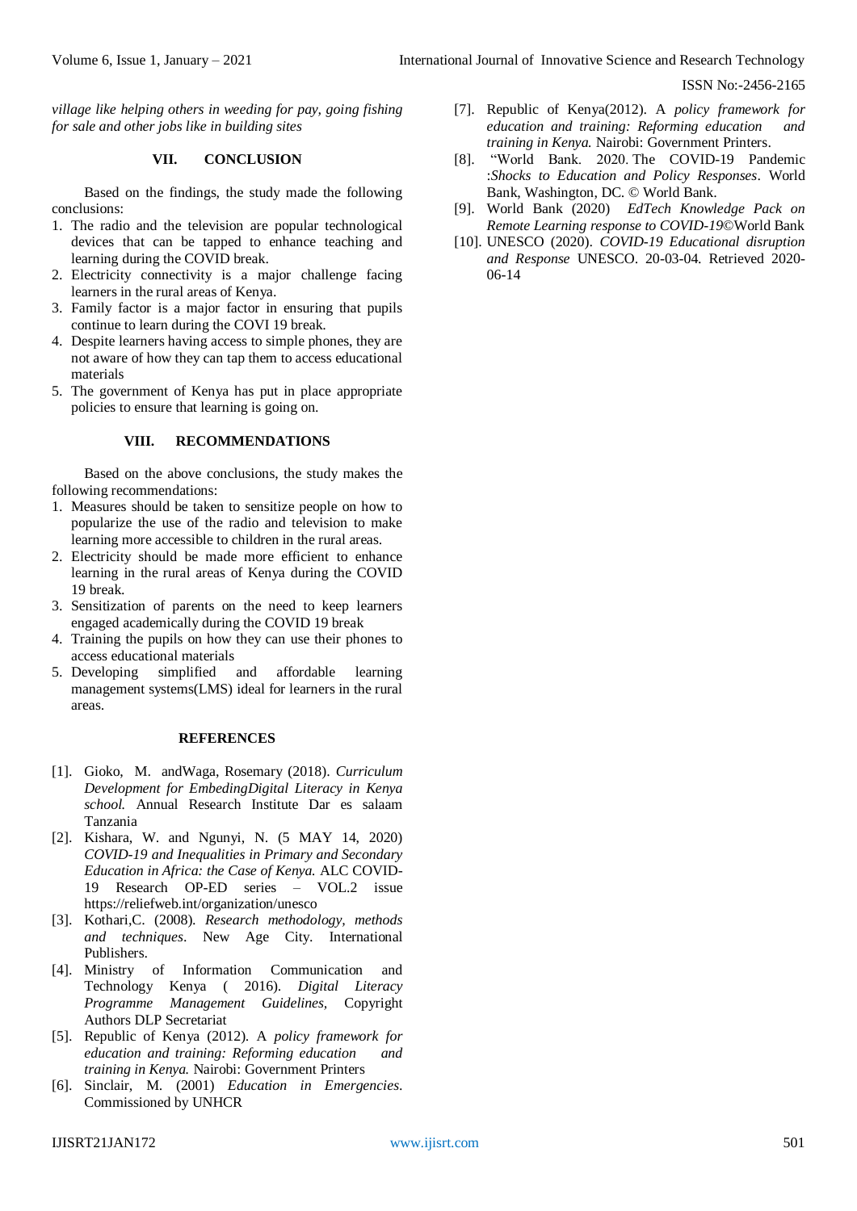*village like helping others in weeding for pay, going fishing for sale and other jobs like in building sites*

## VII. CONCLUSION

Based on the findings, the study made the following conclusions:

1. The radio and the television are popular technological devices that can be tapped to enhance teaching and learning during the COVID break.
2. Electricity connectivity is a major challenge facing learners in the rural areas of Kenya.
3. Family factor is a major factor in ensuring that pupils continue to learn during the COVI 19 break.
4. Despite learners having access to simple phones, they are not aware of how they can tap them to access educational materials
5. The government of Kenya has put in place appropriate policies to ensure that learning is going on.

## VIII. RECOMMENDATIONS

Based on the above conclusions, the study makes the following recommendations:

1. Measures should be taken to sensitize people on how to popularize the use of the radio and television to make learning more accessible to children in the rural areas.
2. Electricity should be made more efficient to enhance learning in the rural areas of Kenya during the COVID 19 break.
3. Sensitization of parents on the need to keep learners engaged academically during the COVID 19 break
4. Training the pupils on how they can use their phones to access educational materials
5. Developing simplified and affordable learning management systems(LMS) ideal for learners in the rural areas.

## REFERENCES

[1]. Gioko, M. andWaga, Rosemary (2018). *Curriculum Development for EmbedingDigital Literacy in Kenya school.* Annual Research Institute Dar es salaam Tanzania

[2]. Kishara, W. and Ngunyi, N. (5 MAY 14, 2020) *COVID-19 and Inequalities in Primary and Secondary Education in Africa: the Case of Kenya.* ALC COVID-19 Research OP-ED series – VOL.2 issue https://reliefweb.int/organization/unesco

[3]. Kothari,C. (2008). *Research methodology, methods and techniques*. New Age City. International Publishers.

[4]. Ministry of Information Communication and Technology Kenya ( 2016). *Digital Literacy Programme Management Guidelines,* Copyright Authors DLP Secretariat

[5]. Republic of Kenya (2012). A *policy framework for education and training: Reforming education and training in Kenya.* Nairobi: Government Printers

[6]. Sinclair, M. (2001) *Education in Emergencies.* Commissioned by UNHCR

[7]. Republic of Kenya(2012). A *policy framework for education and training: Reforming education and training in Kenya.* Nairobi: Government Printers.

[8]. "World Bank. 2020. The COVID-19 Pandemic :*Shocks to Education and Policy Responses*. World Bank, Washington, DC. © World Bank.

[9]. World Bank (2020) *EdTech Knowledge Pack on Remote Learning response to COVID-19*©World Bank

[10]. UNESCO (2020). *COVID-19 Educational disruption and Response* UNESCO. 20-03-04. Retrieved 2020-06-14